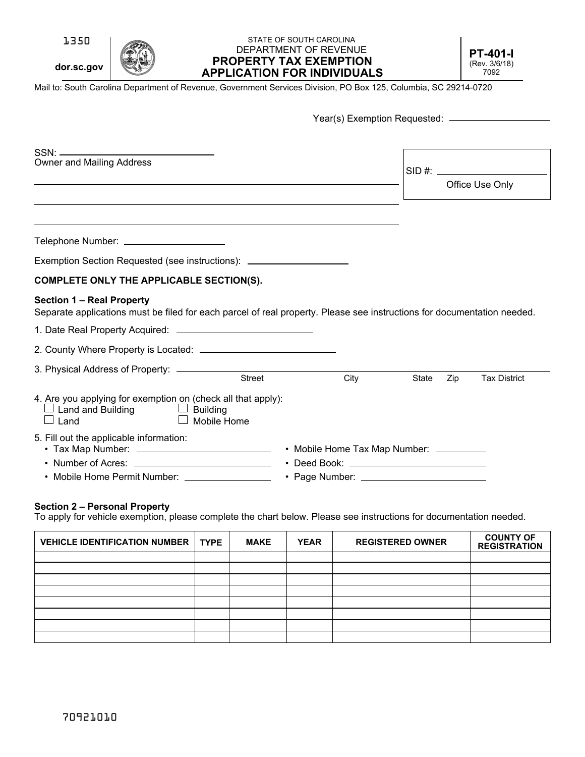1350

dor.sc.gov

STATE OF SOUTH CAROLINA
DEPARTMENT OF REVENUE

# PROPERTY TAX EXEMPTION APPLICATION FOR INDIVIDUALS

**PT-401-I**
(Rev. 3/6/18)
7092

Mail to: South Carolina Department of Revenue, Government Services Division, PO Box 125, Columbia, SC 29214-0720

Year(s) Exemption Requested: ______________

SSN: ______________

Owner and Mailing Address

______________________________

______________________________

______________________________

SID #: ______________
Office Use Only

Telephone Number: ______________

Exemption Section Requested (see instructions): ______________

**COMPLETE ONLY THE APPLICABLE SECTION(S).**

**Section 1 – Real Property**

Separate applications must be filed for each parcel of real property. Please see instructions for documentation needed.

1. Date Real Property Acquired: ______________
2. County Where Property is Located: ______________
3. Physical Address of Property: ______________
   Street City State Zip Tax District
4. Are you applying for exemption on (check all that apply):
   - ☐ Land and Building
   - ☐ Building
   - ☐ Land
   - ☐ Mobile Home
5. Fill out the applicable information:
   - Tax Map Number: ______________
   - Mobile Home Tax Map Number: ______________
   - Number of Acres: ______________
   - Deed Book: ______________
   - Mobile Home Permit Number: ______________
   - Page Number: ______________

**Section 2 – Personal Property**

To apply for vehicle exemption, please complete the chart below. Please see instructions for documentation needed.

| VEHICLE IDENTIFICATION NUMBER | TYPE | MAKE | YEAR | REGISTERED OWNER | COUNTY OF REGISTRATION |
|---|---|---|---|---|---|
| | | | | | |
| | | | | | |
| | | | | | |
| | | | | | |
| | | | | | |
| | | | | | |
| | | | | | |
| | | | | | |

70921010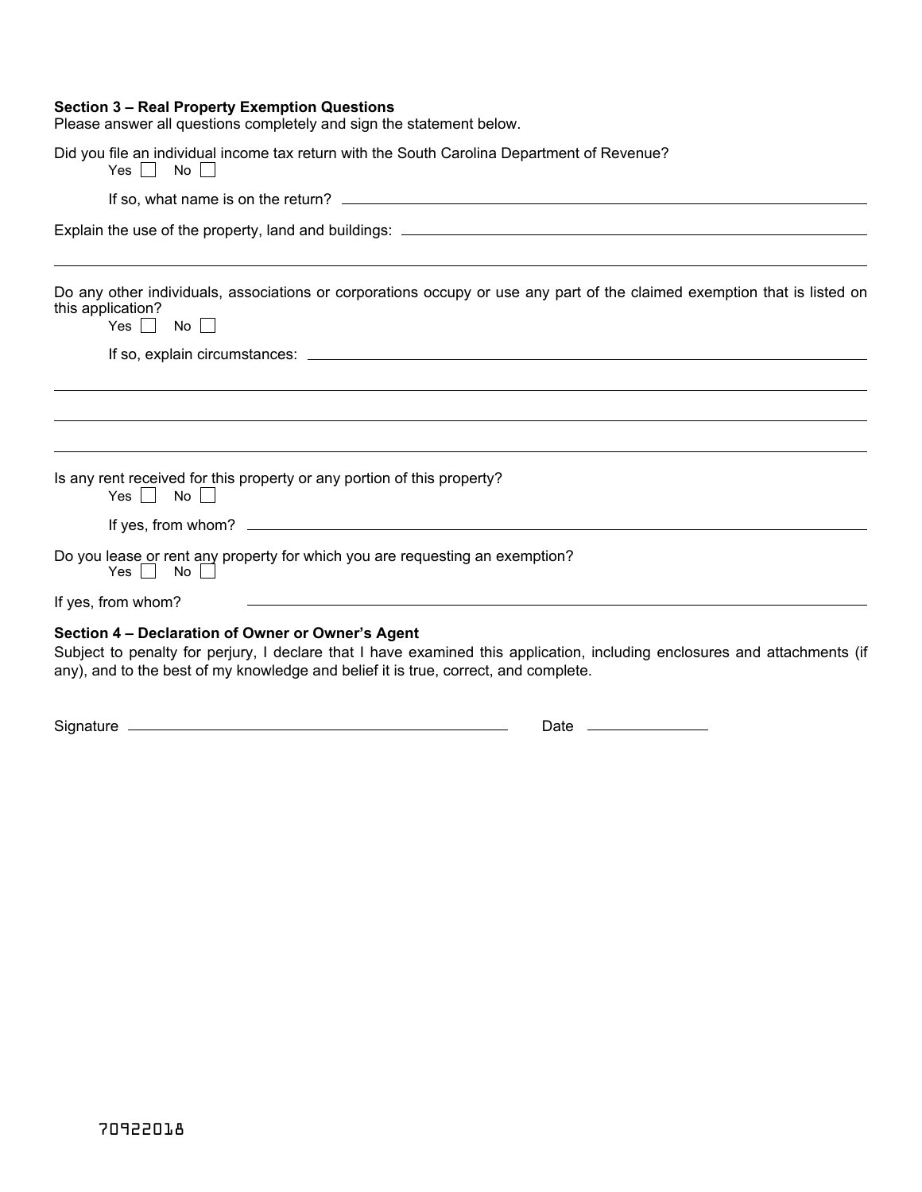**Section 3 – Real Property Exemption Questions**

Please answer all questions completely and sign the statement below.

Did you file an individual income tax return with the South Carolina Department of Revenue?

Yes ☐ No ☐

If so, what name is on the return? ______________________________

Explain the use of the property, land and buildings: ______________________________

______________________________

Do any other individuals, associations or corporations occupy or use any part of the claimed exemption that is listed on this application?

Yes ☐ No ☐

If so, explain circumstances: ______________________________

______________________________

______________________________

______________________________

Is any rent received for this property or any portion of this property?

Yes ☐ No ☐

If yes, from whom? ______________________________

Do you lease or rent any property for which you are requesting an exemption?

Yes ☐ No ☐

If yes, from whom? ______________________________

**Section 4 – Declaration of Owner or Owner's Agent**

Subject to penalty for perjury, I declare that I have examined this application, including enclosures and attachments (if any), and to the best of my knowledge and belief it is true, correct, and complete.

Signature ______________________________ Date ______________

70922018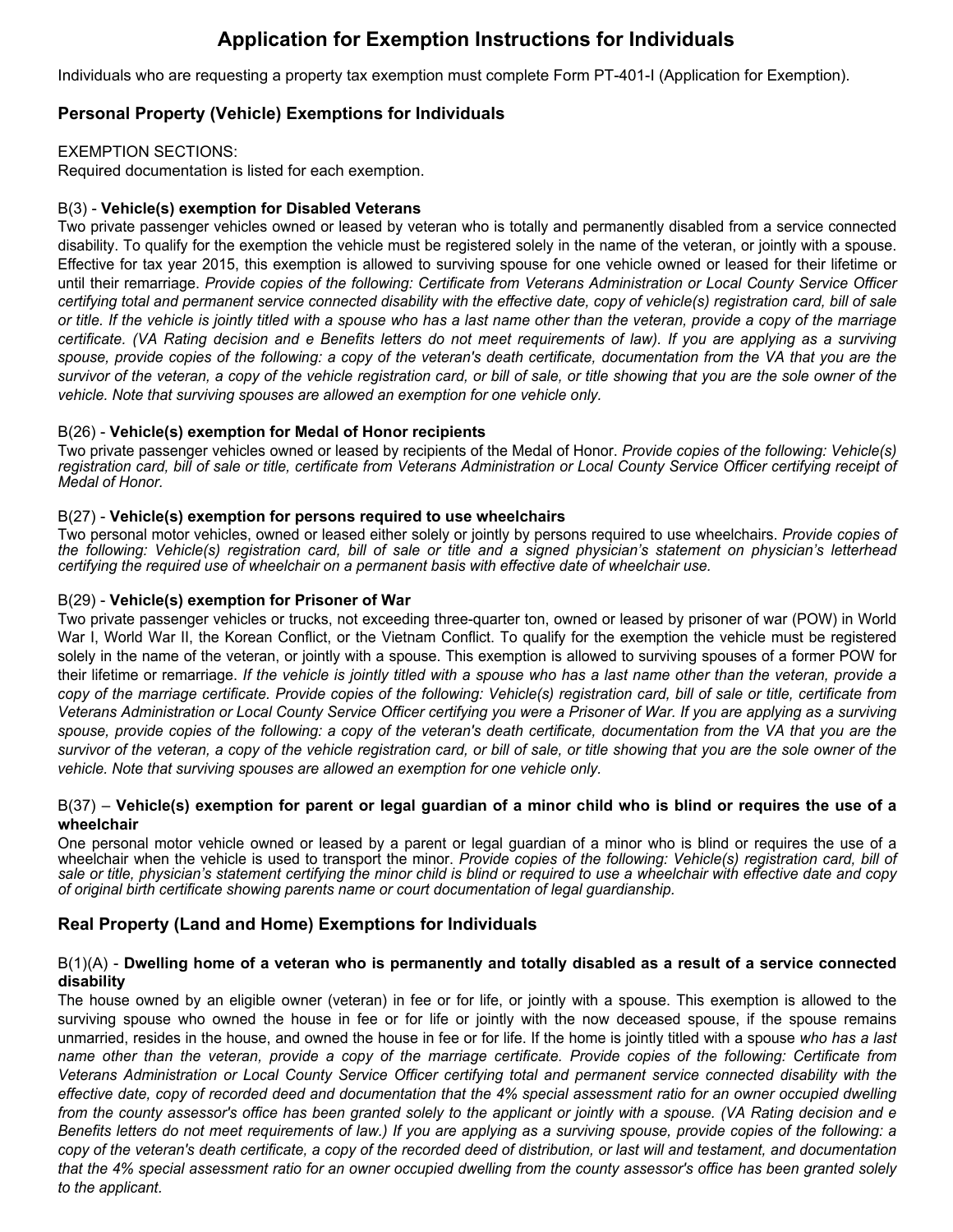# Application for Exemption Instructions for Individuals

Individuals who are requesting a property tax exemption must complete Form PT-401-I (Application for Exemption).

## Personal Property (Vehicle) Exemptions for Individuals

EXEMPTION SECTIONS:
Required documentation is listed for each exemption.

### B(3) - **Vehicle(s) exemption for Disabled Veterans**

Two private passenger vehicles owned or leased by veteran who is totally and permanently disabled from a service connected disability. To qualify for the exemption the vehicle must be registered solely in the name of the veteran, or jointly with a spouse. Effective for tax year 2015, this exemption is allowed to surviving spouse for one vehicle owned or leased for their lifetime or until their remarriage. *Provide copies of the following: Certificate from Veterans Administration or Local County Service Officer certifying total and permanent service connected disability with the effective date, copy of vehicle(s) registration card, bill of sale or title. If the vehicle is jointly titled with a spouse who has a last name other than the veteran, provide a copy of the marriage certificate. (VA Rating decision and e Benefits letters do not meet requirements of law). If you are applying as a surviving spouse, provide copies of the following: a copy of the veteran's death certificate, documentation from the VA that you are the survivor of the veteran, a copy of the vehicle registration card, or bill of sale, or title showing that you are the sole owner of the vehicle. Note that surviving spouses are allowed an exemption for one vehicle only.*

### B(26) - **Vehicle(s) exemption for Medal of Honor recipients**

Two private passenger vehicles owned or leased by recipients of the Medal of Honor. *Provide copies of the following: Vehicle(s) registration card, bill of sale or title, certificate from Veterans Administration or Local County Service Officer certifying receipt of Medal of Honor.*

### B(27) - **Vehicle(s) exemption for persons required to use wheelchairs**

Two personal motor vehicles, owned or leased either solely or jointly by persons required to use wheelchairs. *Provide copies of the following: Vehicle(s) registration card, bill of sale or title and a signed physician's statement on physician's letterhead certifying the required use of wheelchair on a permanent basis with effective date of wheelchair use.*

### B(29) - **Vehicle(s) exemption for Prisoner of War**

Two private passenger vehicles or trucks, not exceeding three-quarter ton, owned or leased by prisoner of war (POW) in World War I, World War II, the Korean Conflict, or the Vietnam Conflict. To qualify for the exemption the vehicle must be registered solely in the name of the veteran, or jointly with a spouse. This exemption is allowed to surviving spouses of a former POW for their lifetime or remarriage. *If the vehicle is jointly titled with a spouse who has a last name other than the veteran, provide a copy of the marriage certificate. Provide copies of the following: Vehicle(s) registration card, bill of sale or title, certificate from Veterans Administration or Local County Service Officer certifying you were a Prisoner of War. If you are applying as a surviving spouse, provide copies of the following: a copy of the veteran's death certificate, documentation from the VA that you are the survivor of the veteran, a copy of the vehicle registration card, or bill of sale, or title showing that you are the sole owner of the vehicle. Note that surviving spouses are allowed an exemption for one vehicle only.*

### B(37) – **Vehicle(s) exemption for parent or legal guardian of a minor child who is blind or requires the use of a wheelchair**

One personal motor vehicle owned or leased by a parent or legal guardian of a minor who is blind or requires the use of a wheelchair when the vehicle is used to transport the minor. *Provide copies of the following: Vehicle(s) registration card, bill of sale or title, physician's statement certifying the minor child is blind or required to use a wheelchair with effective date and copy of original birth certificate showing parents name or court documentation of legal guardianship.*

## Real Property (Land and Home) Exemptions for Individuals

### B(1)(A) - **Dwelling home of a veteran who is permanently and totally disabled as a result of a service connected disability**

The house owned by an eligible owner (veteran) in fee or for life, or jointly with a spouse. This exemption is allowed to the surviving spouse who owned the house in fee or for life or jointly with the now deceased spouse, if the spouse remains unmarried, resides in the house, and owned the house in fee or for life. If the home is jointly titled with a spouse *who has a last name other than the veteran, provide a copy of the marriage certificate. Provide copies of the following: Certificate from Veterans Administration or Local County Service Officer certifying total and permanent service connected disability with the effective date, copy of recorded deed and documentation that the 4% special assessment ratio for an owner occupied dwelling from the county assessor's office has been granted solely to the applicant or jointly with a spouse. (VA Rating decision and e Benefits letters do not meet requirements of law.) If you are applying as a surviving spouse, provide copies of the following: a copy of the veteran's death certificate, a copy of the recorded deed of distribution, or last will and testament, and documentation that the 4% special assessment ratio for an owner occupied dwelling from the county assessor's office has been granted solely to the applicant.*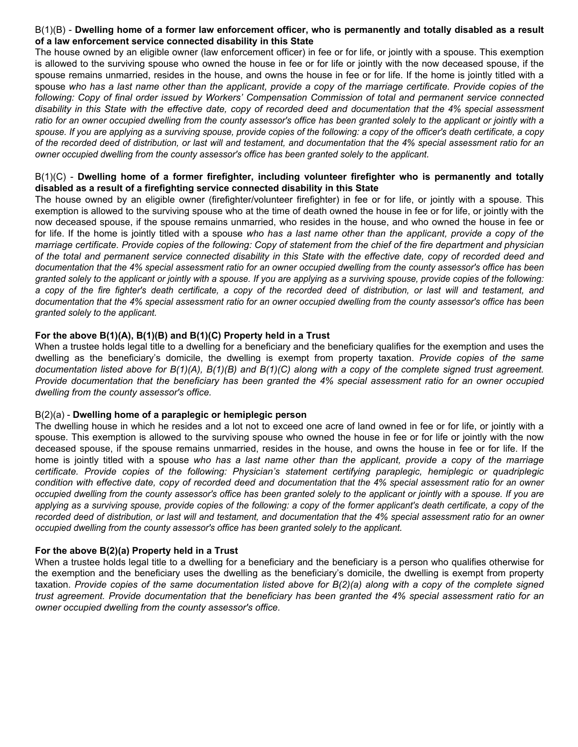B(1)(B) - **Dwelling home of a former law enforcement officer, who is permanently and totally disabled as a result of a law enforcement service connected disability in this State**

The house owned by an eligible owner (law enforcement officer) in fee or for life, or jointly with a spouse. This exemption is allowed to the surviving spouse who owned the house in fee or for life or jointly with the now deceased spouse, if the spouse remains unmarried, resides in the house, and owns the house in fee or for life. If the home is jointly titled with a spouse *who has a last name other than the applicant, provide a copy of the marriage certificate. Provide copies of the following: Copy of final order issued by Workers' Compensation Commission of total and permanent service connected disability in this State with the effective date, copy of recorded deed and documentation that the 4% special assessment ratio for an owner occupied dwelling from the county assessor's office has been granted solely to the applicant or jointly with a spouse. If you are applying as a surviving spouse, provide copies of the following: a copy of the officer's death certificate, a copy of the recorded deed of distribution, or last will and testament, and documentation that the 4% special assessment ratio for an owner occupied dwelling from the county assessor's office has been granted solely to the applicant.*

B(1)(C) - **Dwelling home of a former firefighter, including volunteer firefighter who is permanently and totally disabled as a result of a firefighting service connected disability in this State**

The house owned by an eligible owner (firefighter/volunteer firefighter) in fee or for life, or jointly with a spouse. This exemption is allowed to the surviving spouse who at the time of death owned the house in fee or for life, or jointly with the now deceased spouse, if the spouse remains unmarried, who resides in the house, and who owned the house in fee or for life. If the home is jointly titled with a spouse *who has a last name other than the applicant, provide a copy of the marriage certificate. Provide copies of the following: Copy of statement from the chief of the fire department and physician of the total and permanent service connected disability in this State with the effective date, copy of recorded deed and documentation that the 4% special assessment ratio for an owner occupied dwelling from the county assessor's office has been granted solely to the applicant or jointly with a spouse. If you are applying as a surviving spouse, provide copies of the following: a copy of the fire fighter's death certificate, a copy of the recorded deed of distribution, or last will and testament, and documentation that the 4% special assessment ratio for an owner occupied dwelling from the county assessor's office has been granted solely to the applicant.*

**For the above B(1)(A), B(1)(B) and B(1)(C) Property held in a Trust**

When a trustee holds legal title to a dwelling for a beneficiary and the beneficiary qualifies for the exemption and uses the dwelling as the beneficiary's domicile, the dwelling is exempt from property taxation. *Provide copies of the same documentation listed above for B(1)(A), B(1)(B) and B(1)(C) along with a copy of the complete signed trust agreement. Provide documentation that the beneficiary has been granted the 4% special assessment ratio for an owner occupied dwelling from the county assessor's office.*

B(2)(a) - **Dwelling home of a paraplegic or hemiplegic person**

The dwelling house in which he resides and a lot not to exceed one acre of land owned in fee or for life, or jointly with a spouse. This exemption is allowed to the surviving spouse who owned the house in fee or for life or jointly with the now deceased spouse, if the spouse remains unmarried, resides in the house, and owns the house in fee or for life. If the home is jointly titled with a spouse *who has a last name other than the applicant, provide a copy of the marriage certificate. Provide copies of the following: Physician's statement certifying paraplegic, hemiplegic or quadriplegic condition with effective date, copy of recorded deed and documentation that the 4% special assessment ratio for an owner occupied dwelling from the county assessor's office has been granted solely to the applicant or jointly with a spouse. If you are applying as a surviving spouse, provide copies of the following: a copy of the former applicant's death certificate, a copy of the recorded deed of distribution, or last will and testament, and documentation that the 4% special assessment ratio for an owner occupied dwelling from the county assessor's office has been granted solely to the applicant.*

**For the above B(2)(a) Property held in a Trust**

When a trustee holds legal title to a dwelling for a beneficiary and the beneficiary is a person who qualifies otherwise for the exemption and the beneficiary uses the dwelling as the beneficiary's domicile, the dwelling is exempt from property taxation. *Provide copies of the same documentation listed above for B(2)(a) along with a copy of the complete signed trust agreement. Provide documentation that the beneficiary has been granted the 4% special assessment ratio for an owner occupied dwelling from the county assessor's office.*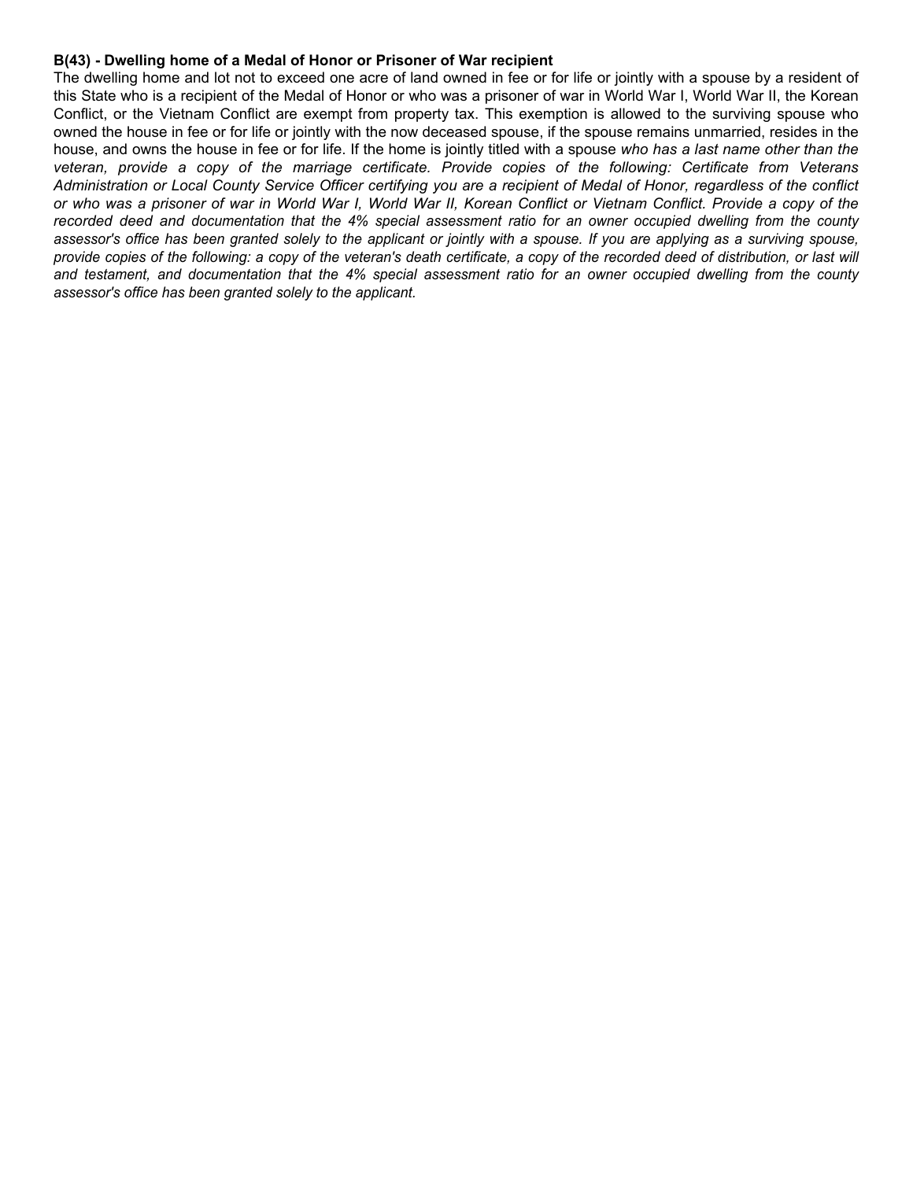**B(43) - Dwelling home of a Medal of Honor or Prisoner of War recipient**

The dwelling home and lot not to exceed one acre of land owned in fee or for life or jointly with a spouse by a resident of this State who is a recipient of the Medal of Honor or who was a prisoner of war in World War I, World War II, the Korean Conflict, or the Vietnam Conflict are exempt from property tax. This exemption is allowed to the surviving spouse who owned the house in fee or for life or jointly with the now deceased spouse, if the spouse remains unmarried, resides in the house, and owns the house in fee or for life. If the home is jointly titled with a spouse *who has a last name other than the veteran, provide a copy of the marriage certificate. Provide copies of the following: Certificate from Veterans Administration or Local County Service Officer certifying you are a recipient of Medal of Honor, regardless of the conflict or who was a prisoner of war in World War I, World War II, Korean Conflict or Vietnam Conflict. Provide a copy of the recorded deed and documentation that the 4% special assessment ratio for an owner occupied dwelling from the county assessor's office has been granted solely to the applicant or jointly with a spouse. If you are applying as a surviving spouse, provide copies of the following: a copy of the veteran's death certificate, a copy of the recorded deed of distribution, or last will and testament, and documentation that the 4% special assessment ratio for an owner occupied dwelling from the county assessor's office has been granted solely to the applicant.*